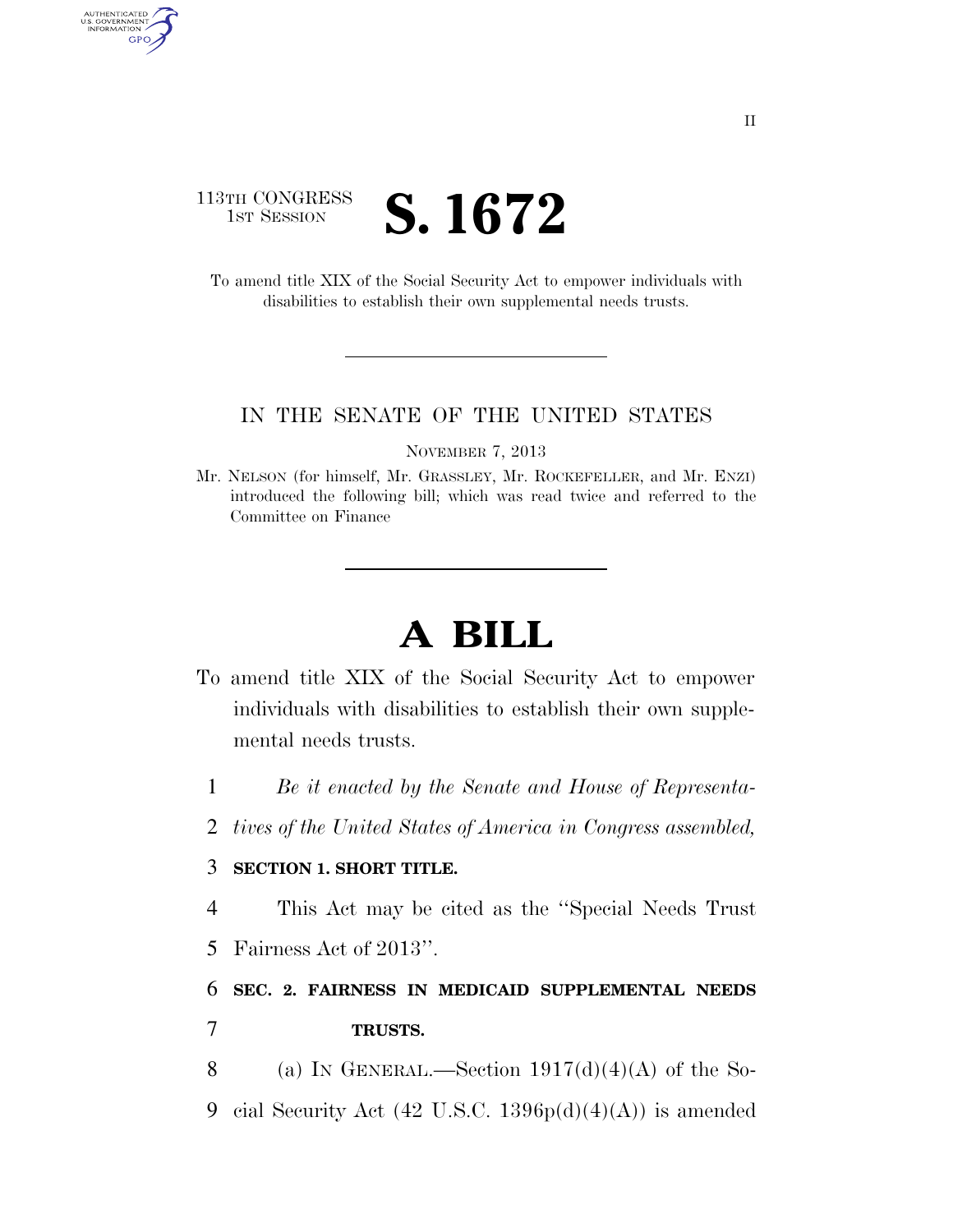113TH CONGRESS
1ST SESSION

# S. 1672

To amend title XIX of the Social Security Act to empower individuals with disabilities to establish their own supplemental needs trusts.

IN THE SENATE OF THE UNITED STATES

NOVEMBER 7, 2013

Mr. NELSON (for himself, Mr. GRASSLEY, Mr. ROCKEFELLER, and Mr. ENZI) introduced the following bill; which was read twice and referred to the Committee on Finance

# A BILL

To amend title XIX of the Social Security Act to empower individuals with disabilities to establish their own supplemental needs trusts.

1 *Be it enacted by the Senate and House of Representa-*
2 *tives of the United States of America in Congress assembled,*

3 **SECTION 1. SHORT TITLE.**

4 This Act may be cited as the ''Special Needs Trust
5 Fairness Act of 2013''.

6 **SEC. 2. FAIRNESS IN MEDICAID SUPPLEMENTAL NEEDS**
7 **TRUSTS.**

8 (a) IN GENERAL.—Section 1917(d)(4)(A) of the So-
9 cial Security Act (42 U.S.C. 1396p(d)(4)(A)) is amended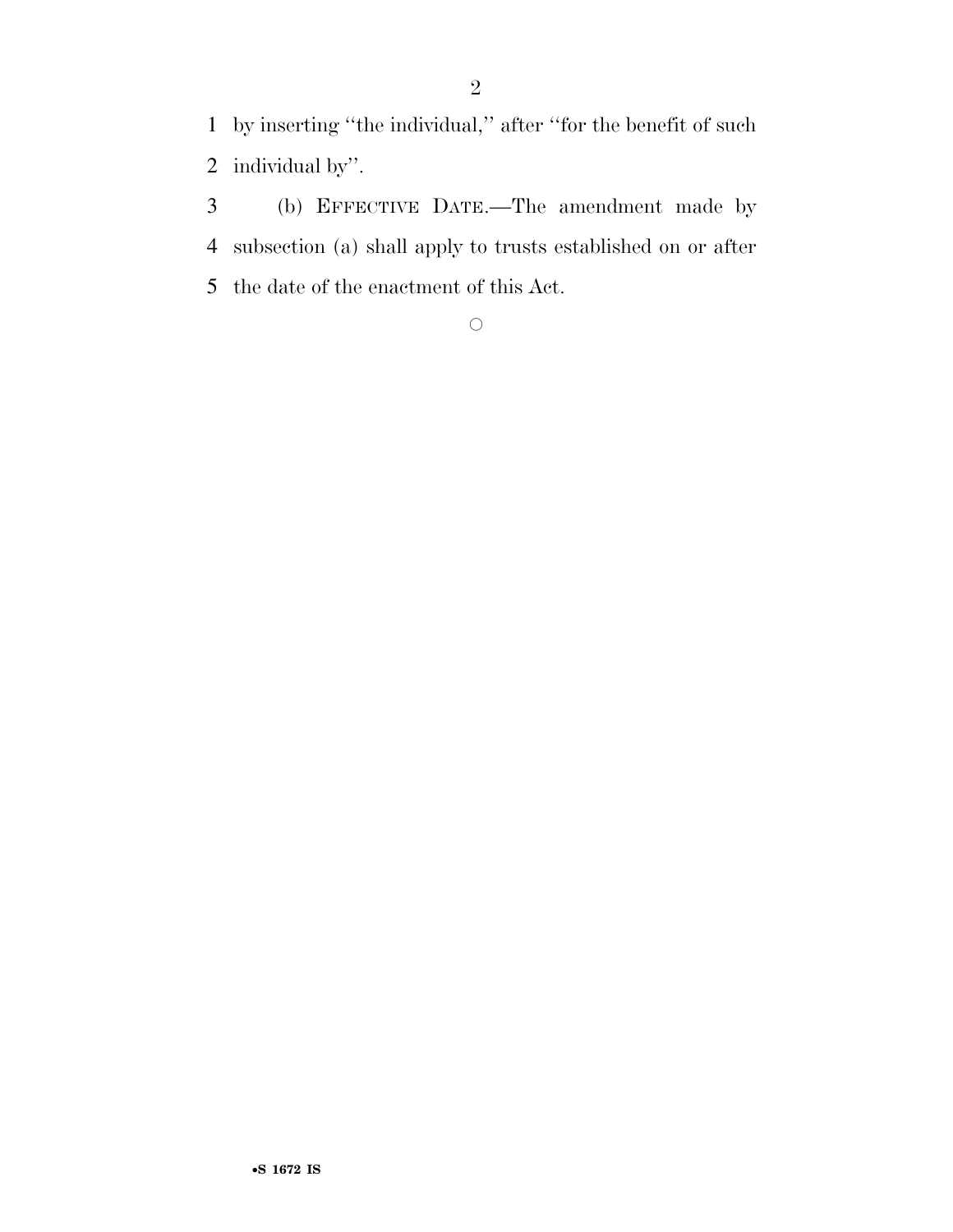by inserting "the individual," after "for the benefit of such individual by".

(b) EFFECTIVE DATE.—The amendment made by subsection (a) shall apply to trusts established on or after the date of the enactment of this Act.

○